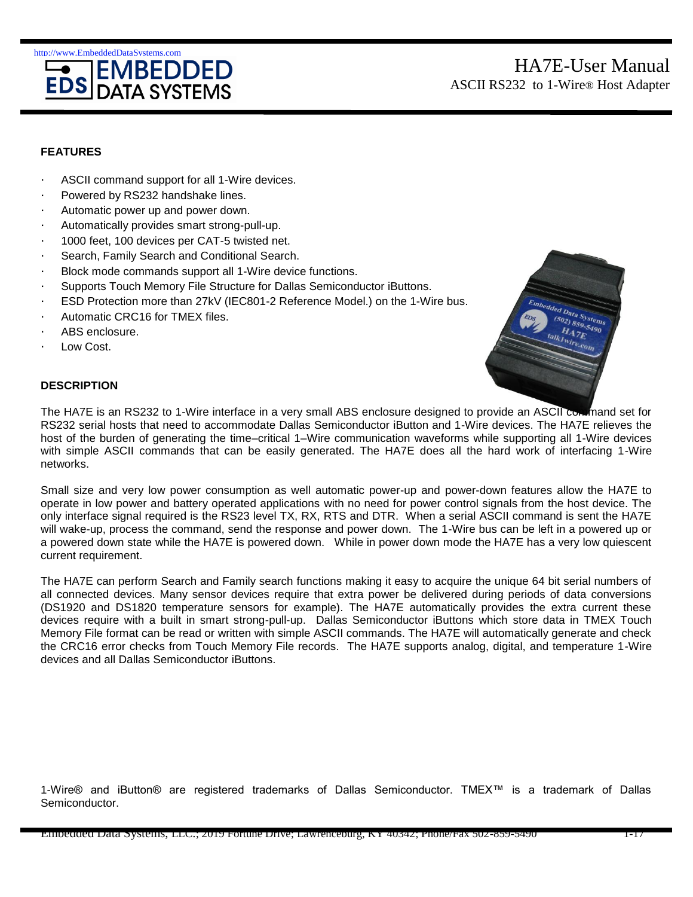# HA7E-User Manual

ASCII RS232 to 1-Wire® Host Adapter

## FEATURES

- ASCII command support for all 1-Wire devices.
- Powered by RS232 handshake lines.
- Automatic power up and power down.
- Automatically provides smart strong-pull-up.
- 1000 feet, 100 devices per CAT-5 twisted net.
- Search, Family Search and Conditional Search.
- Block mode commands support all 1-Wire device functions.
- Supports Touch Memory File Structure for Dallas Semiconductor iButtons.
- ESD Protection more than 27kV (IEC801-2 Reference Model.) on the 1-Wire bus.
- Automatic CRC16 for TMEX files.
- ABS enclosure.
- Low Cost.

## DESCRIPTION

The HA7E is an RS232 to 1-Wire interface in a very small ABS enclosure designed to provide an ASCII command set for RS232 serial hosts that need to accommodate Dallas Semiconductor iButton and 1-Wire devices. The HA7E relieves the host of the burden of generating the time–critical 1–Wire communication waveforms while supporting all 1-Wire devices with simple ASCII commands that can be easily generated. The HA7E does all the hard work of interfacing 1-Wire networks.

Small size and very low power consumption as well automatic power-up and power-down features allow the HA7E to operate in low power and battery operated applications with no need for power control signals from the host device. The only interface signal required is the RS23 level TX, RX, RTS and DTR. When a serial ASCII command is sent the HA7E will wake-up, process the command, send the response and power down. The 1-Wire bus can be left in a powered up or a powered down state while the HA7E is powered down. While in power down mode the HA7E has a very low quiescent current requirement.

The HA7E can perform Search and Family search functions making it easy to acquire the unique 64 bit serial numbers of all connected devices. Many sensor devices require that extra power be delivered during periods of data conversions (DS1920 and DS1820 temperature sensors for example). The HA7E automatically provides the extra current these devices require with a built in smart strong-pull-up. Dallas Semiconductor iButtons which store data in TMEX Touch Memory File format can be read or written with simple ASCII commands. The HA7E will automatically generate and check the CRC16 error checks from Touch Memory File records. The HA7E supports analog, digital, and temperature 1-Wire devices and all Dallas Semiconductor iButtons.

1-Wire® and iButton® are registered trademarks of Dallas Semiconductor. TMEX™ is a trademark of Dallas Semiconductor.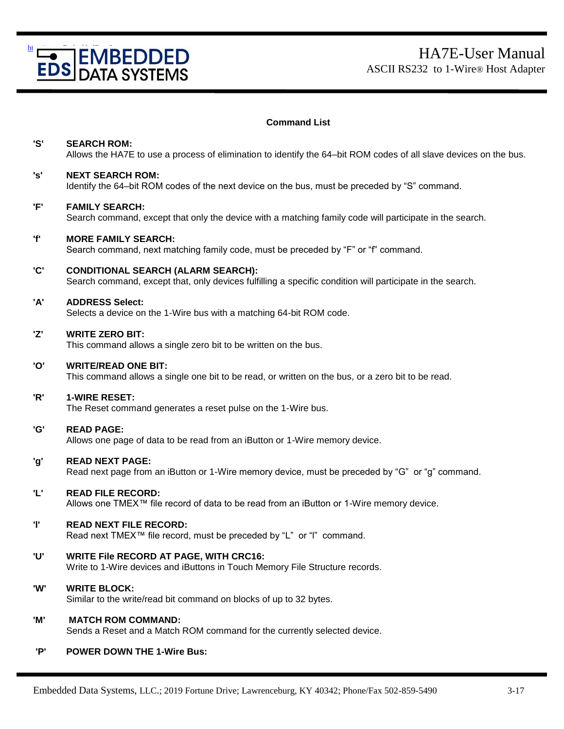## Command List

**'S'** **SEARCH ROM:**
Allows the HA7E to use a process of elimination to identify the 64–bit ROM codes of all slave devices on the bus.

**'s'** **NEXT SEARCH ROM:**
Identify the 64–bit ROM codes of the next device on the bus, must be preceded by "S" command.

**'F'** **FAMILY SEARCH:**
Search command, except that only the device with a matching family code will participate in the search.

**'f'** **MORE FAMILY SEARCH:**
Search command, next matching family code, must be preceded by "F" or "f" command.

**'C'** **CONDITIONAL SEARCH (ALARM SEARCH):**
Search command, except that, only devices fulfilling a specific condition will participate in the search.

**'A'** **ADDRESS Select:**
Selects a device on the 1-Wire bus with a matching 64-bit ROM code.

**'Z'** **WRITE ZERO BIT:**
This command allows a single zero bit to be written on the bus.

**'O'** **WRITE/READ ONE BIT:**
This command allows a single one bit to be read, or written on the bus, or a zero bit to be read.

**'R'** **1-WIRE RESET:**
The Reset command generates a reset pulse on the 1-Wire bus.

**'G'** **READ PAGE:**
Allows one page of data to be read from an iButton or 1-Wire memory device.

**'g'** **READ NEXT PAGE:**
Read next page from an iButton or 1-Wire memory device, must be preceded by "G" or "g" command.

**'L'** **READ FILE RECORD:**
Allows one TMEX™ file record of data to be read from an iButton or 1-Wire memory device.

**'l'** **READ NEXT FILE RECORD:**
Read next TMEX™ file record, must be preceded by "L" or "l" command.

**'U'** **WRITE File RECORD AT PAGE, WITH CRC16:**
Write to 1-Wire devices and iButtons in Touch Memory File Structure records.

**'W'** **WRITE BLOCK:**
Similar to the write/read bit command on blocks of up to 32 bytes.

**'M'** **MATCH ROM COMMAND:**
Sends a Reset and a Match ROM command for the currently selected device.

**'P'** **POWER DOWN THE 1-Wire Bus:**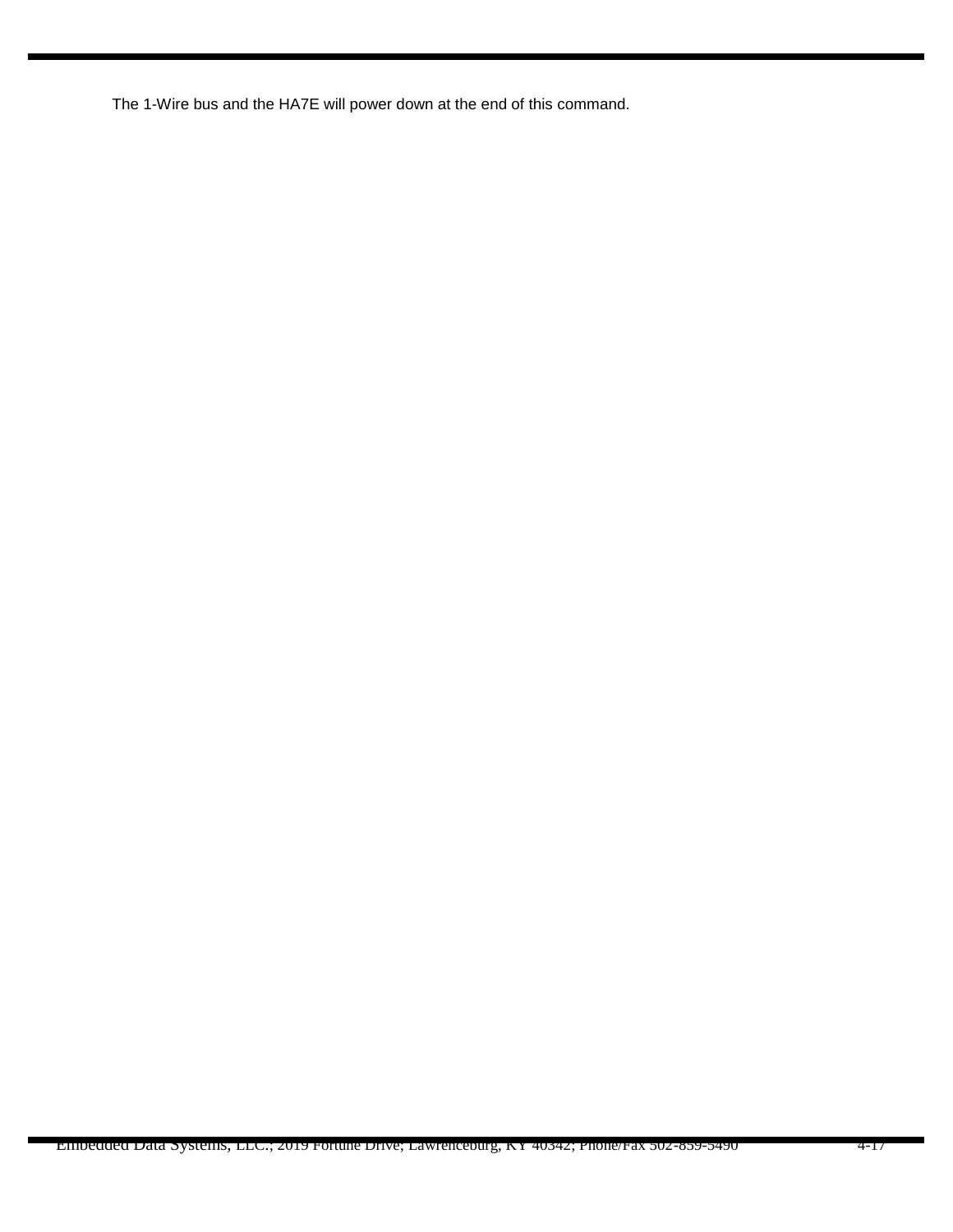The 1-Wire bus and the HA7E will power down at the end of this command.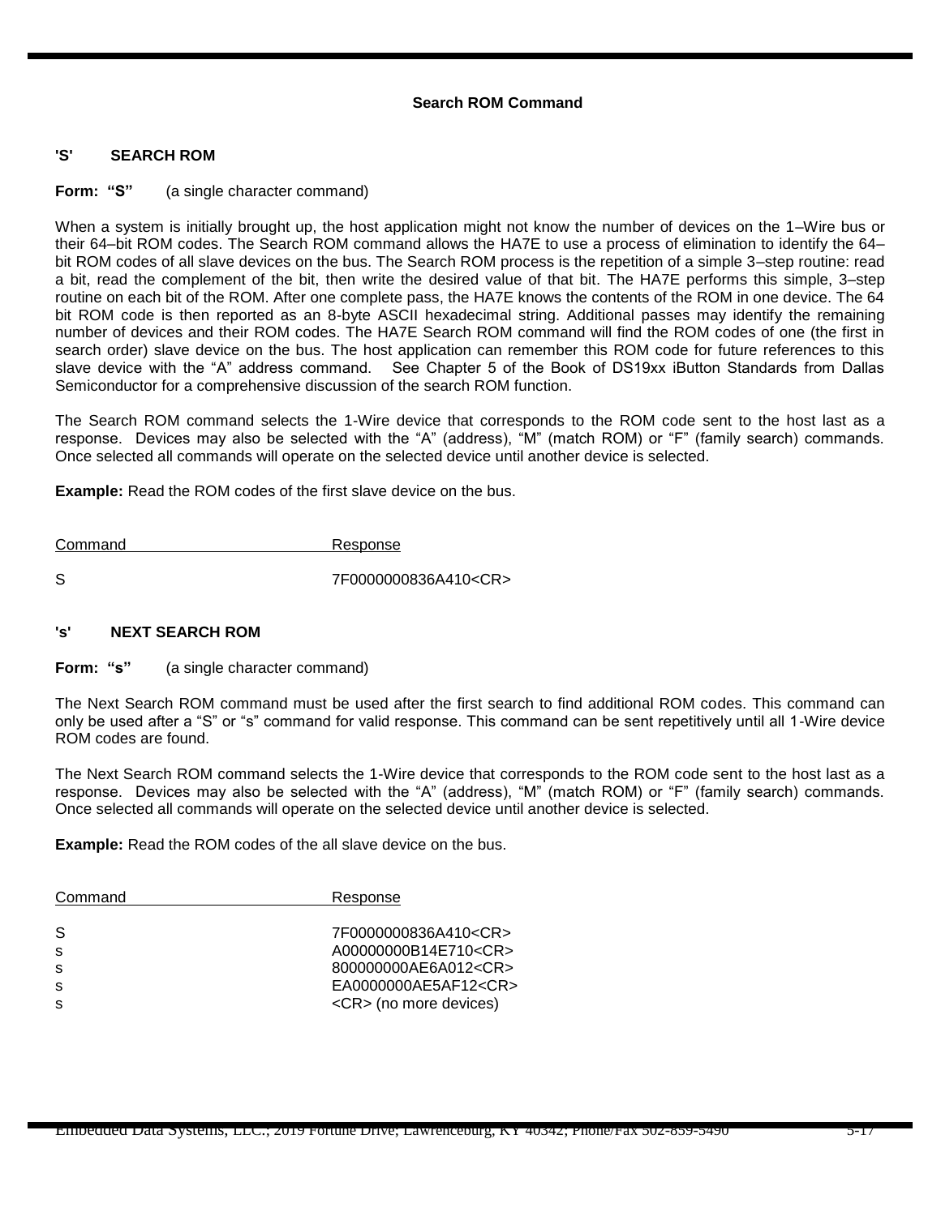## Search ROM Command

### 'S' SEARCH ROM

**Form: "S"** (a single character command)

When a system is initially brought up, the host application might not know the number of devices on the 1–Wire bus or their 64–bit ROM codes. The Search ROM command allows the HA7E to use a process of elimination to identify the 64–bit ROM codes of all slave devices on the bus. The Search ROM process is the repetition of a simple 3–step routine: read a bit, read the complement of the bit, then write the desired value of that bit. The HA7E performs this simple, 3–step routine on each bit of the ROM. After one complete pass, the HA7E knows the contents of the ROM in one device. The 64 bit ROM code is then reported as an 8-byte ASCII hexadecimal string. Additional passes may identify the remaining number of devices and their ROM codes. The HA7E Search ROM command will find the ROM codes of one (the first in search order) slave device on the bus. The host application can remember this ROM code for future references to this slave device with the "A" address command. See Chapter 5 of the Book of DS19xx iButton Standards from Dallas Semiconductor for a comprehensive discussion of the search ROM function.

The Search ROM command selects the 1-Wire device that corresponds to the ROM code sent to the host last as a response. Devices may also be selected with the "A" (address), "M" (match ROM) or "F" (family search) commands. Once selected all commands will operate on the selected device until another device is selected.

**Example:** Read the ROM codes of the first slave device on the bus.

| Command | Response |
|---|---|
| S | 7F0000000836A410<CR> |

### 's' NEXT SEARCH ROM

**Form: "s"** (a single character command)

The Next Search ROM command must be used after the first search to find additional ROM codes. This command can only be used after a "S" or "s" command for valid response. This command can be sent repetitively until all 1-Wire device ROM codes are found.

The Next Search ROM command selects the 1-Wire device that corresponds to the ROM code sent to the host last as a response. Devices may also be selected with the "A" (address), "M" (match ROM) or "F" (family search) commands. Once selected all commands will operate on the selected device until another device is selected.

**Example:** Read the ROM codes of the all slave device on the bus.

| Command | Response |
|---|---|
| S | 7F0000000836A410<CR> |
| s | A00000000B14E710<CR> |
| s | 800000000AE6A012<CR> |
| s | EA0000000AE5AF12<CR> |
| s | <CR> (no more devices) |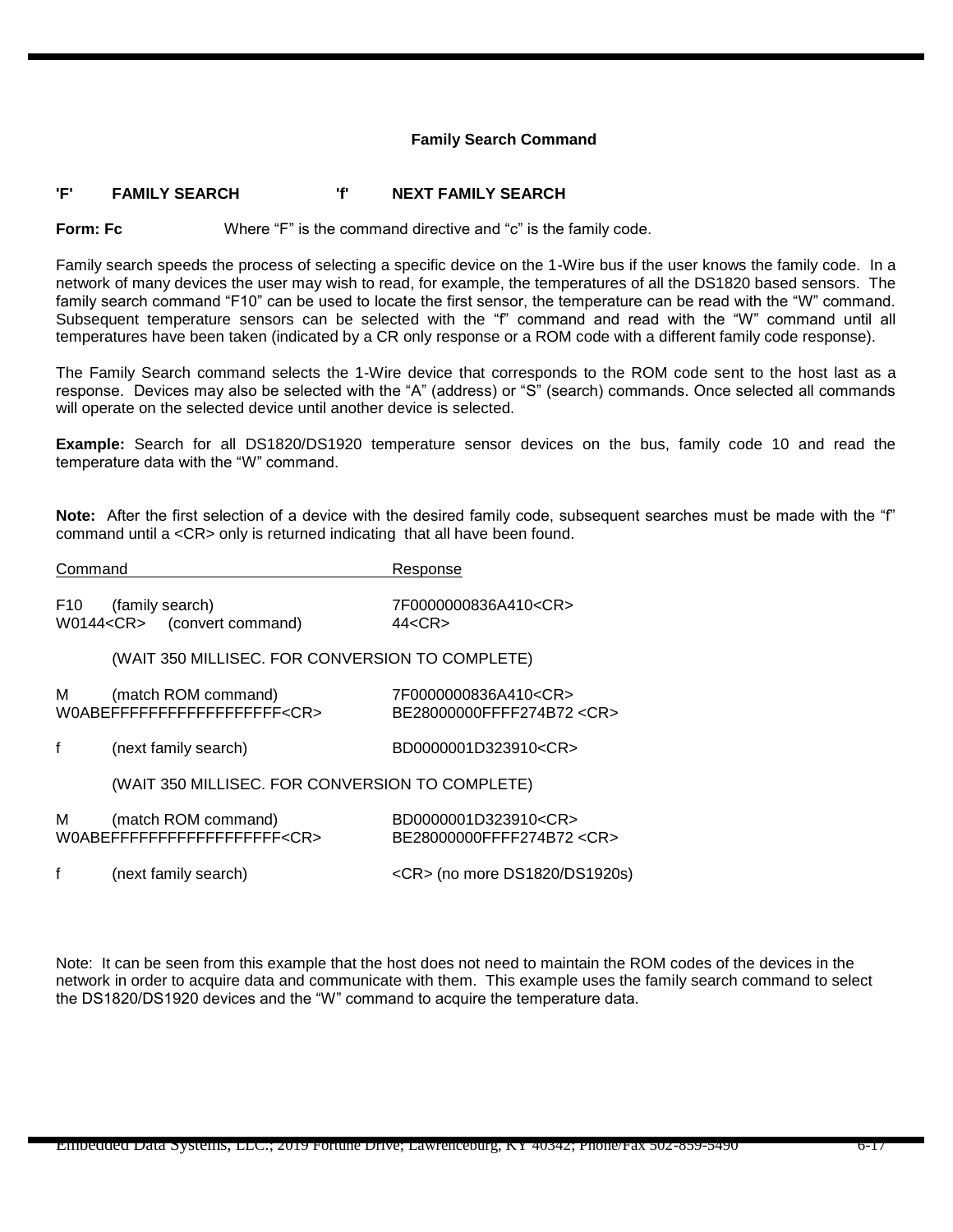## Family Search Command

**'F' FAMILY SEARCH 'f' NEXT FAMILY SEARCH**

**Form: Fc** Where "F" is the command directive and "c" is the family code.

Family search speeds the process of selecting a specific device on the 1-Wire bus if the user knows the family code. In a network of many devices the user may wish to read, for example, the temperatures of all the DS1820 based sensors. The family search command "F10" can be used to locate the first sensor, the temperature can be read with the "W" command. Subsequent temperature sensors can be selected with the "f" command and read with the "W" command until all temperatures have been taken (indicated by a CR only response or a ROM code with a different family code response).

The Family Search command selects the 1-Wire device that corresponds to the ROM code sent to the host last as a response. Devices may also be selected with the "A" (address) or "S" (search) commands. Once selected all commands will operate on the selected device until another device is selected.

**Example:** Search for all DS1820/DS1920 temperature sensor devices on the bus, family code 10 and read the temperature data with the "W" command.

**Note:** After the first selection of a device with the desired family code, subsequent searches must be made with the "f" command until a <CR> only is returned indicating that all have been found.

| Command | Response |
|---|---|
| F10 (family search) | 7F0000000836A410<CR> |
| W0144<CR> (convert command) | 44<CR> |
| (WAIT 350 MILLISEC. FOR CONVERSION TO COMPLETE) | |
| M (match ROM command) | 7F0000000836A410<CR> |
| W0ABEFFFFFFFFFFFFFFFFFF<CR> | BE28000000FFFF274B72 <CR> |
| f (next family search) | BD0000001D323910<CR> |
| (WAIT 350 MILLISEC. FOR CONVERSION TO COMPLETE) | |
| M (match ROM command) | BD0000001D323910<CR> |
| W0ABEFFFFFFFFFFFFFFFFFF<CR> | BE28000000FFFF274B72 <CR> |
| f (next family search) | <CR> (no more DS1820/DS1920s) |

Note: It can be seen from this example that the host does not need to maintain the ROM codes of the devices in the network in order to acquire data and communicate with them. This example uses the family search command to select the DS1820/DS1920 devices and the "W" command to acquire the temperature data.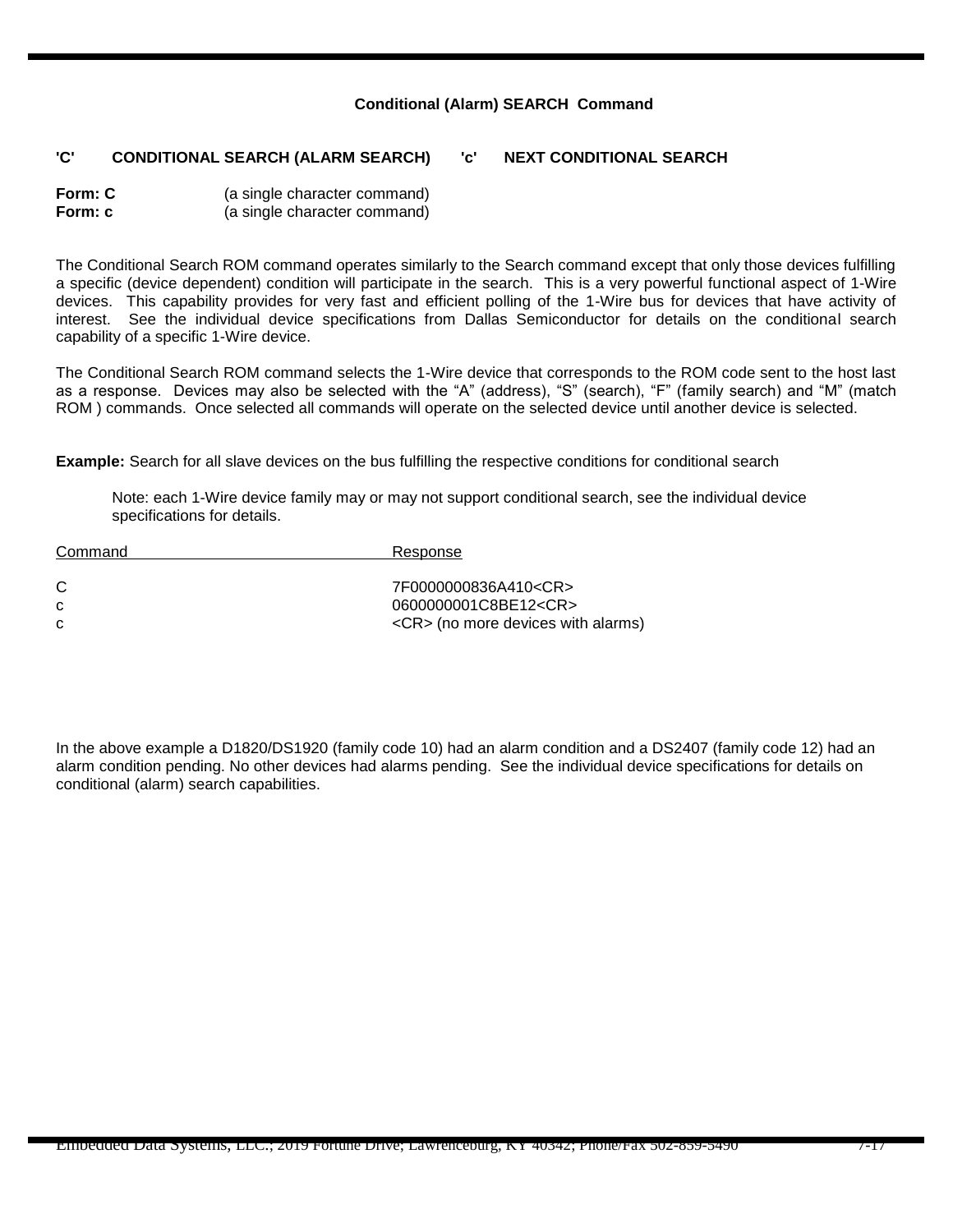## Conditional (Alarm) SEARCH Command

**'C' CONDITIONAL SEARCH (ALARM SEARCH) 'c' NEXT CONDITIONAL SEARCH**

**Form: C** (a single character command)
**Form: c** (a single character command)

The Conditional Search ROM command operates similarly to the Search command except that only those devices fulfilling a specific (device dependent) condition will participate in the search. This is a very powerful functional aspect of 1-Wire devices. This capability provides for very fast and efficient polling of the 1-Wire bus for devices that have activity of interest. See the individual device specifications from Dallas Semiconductor for details on the conditional search capability of a specific 1-Wire device.

The Conditional Search ROM command selects the 1-Wire device that corresponds to the ROM code sent to the host last as a response. Devices may also be selected with the "A" (address), "S" (search), "F" (family search) and "M" (match ROM ) commands. Once selected all commands will operate on the selected device until another device is selected.

**Example:** Search for all slave devices on the bus fulfilling the respective conditions for conditional search

> Note: each 1-Wire device family may or may not support conditional search, see the individual device specifications for details.

| Command | Response |
|---|---|
| C | 7F0000000836A410<CR> |
| c | 0600000001C8BE12<CR> |
| c | <CR> (no more devices with alarms) |

In the above example a D1820/DS1920 (family code 10) had an alarm condition and a DS2407 (family code 12) had an alarm condition pending. No other devices had alarms pending. See the individual device specifications for details on conditional (alarm) search capabilities.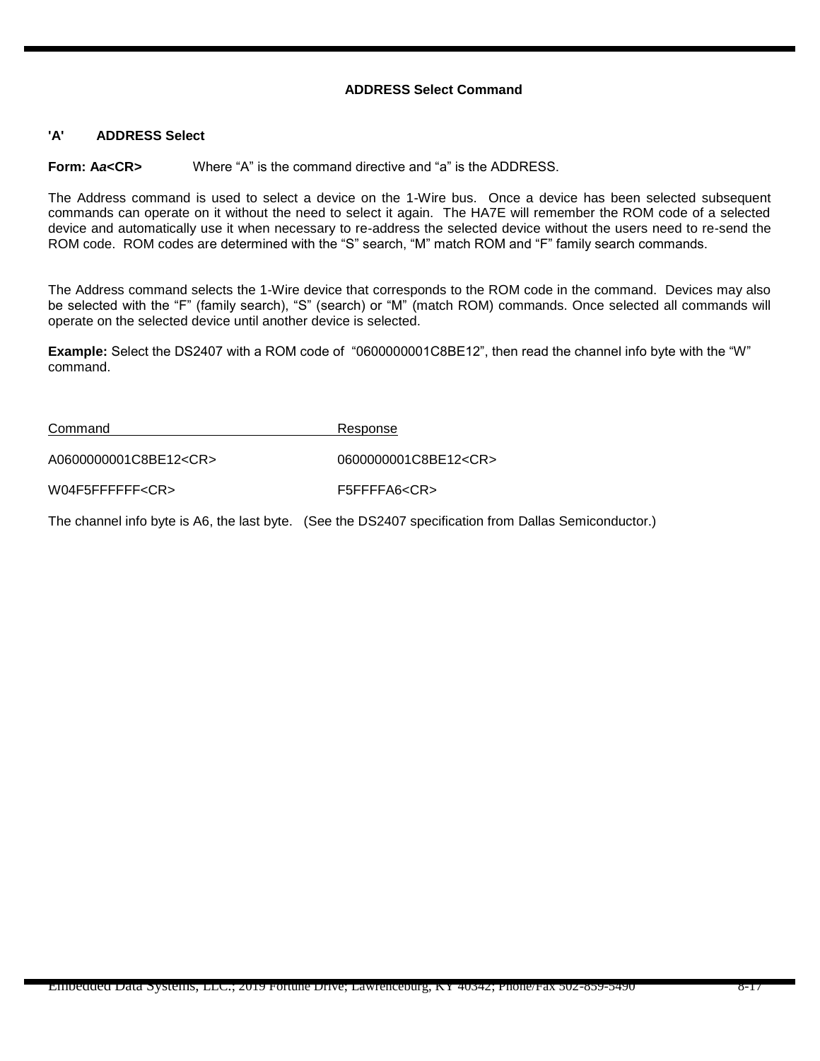## ADDRESS Select Command

### 'A' ADDRESS Select

**Form: A*a*<CR>** Where "A" is the command directive and "a" is the ADDRESS.

The Address command is used to select a device on the 1-Wire bus. Once a device has been selected subsequent commands can operate on it without the need to select it again. The HA7E will remember the ROM code of a selected device and automatically use it when necessary to re-address the selected device without the users need to re-send the ROM code. ROM codes are determined with the "S" search, "M" match ROM and "F" family search commands.

The Address command selects the 1-Wire device that corresponds to the ROM code in the command. Devices may also be selected with the "F" (family search), "S" (search) or "M" (match ROM) commands. Once selected all commands will operate on the selected device until another device is selected.

**Example:** Select the DS2407 with a ROM code of "0600000001C8BE12", then read the channel info byte with the "W" command.

| Command | Response |
| --- | --- |
| A0600000001C8BE12<CR> | 0600000001C8BE12<CR> |
| W04F5FFFFFF<CR> | F5FFFFA6<CR> |

The channel info byte is A6, the last byte. (See the DS2407 specification from Dallas Semiconductor.)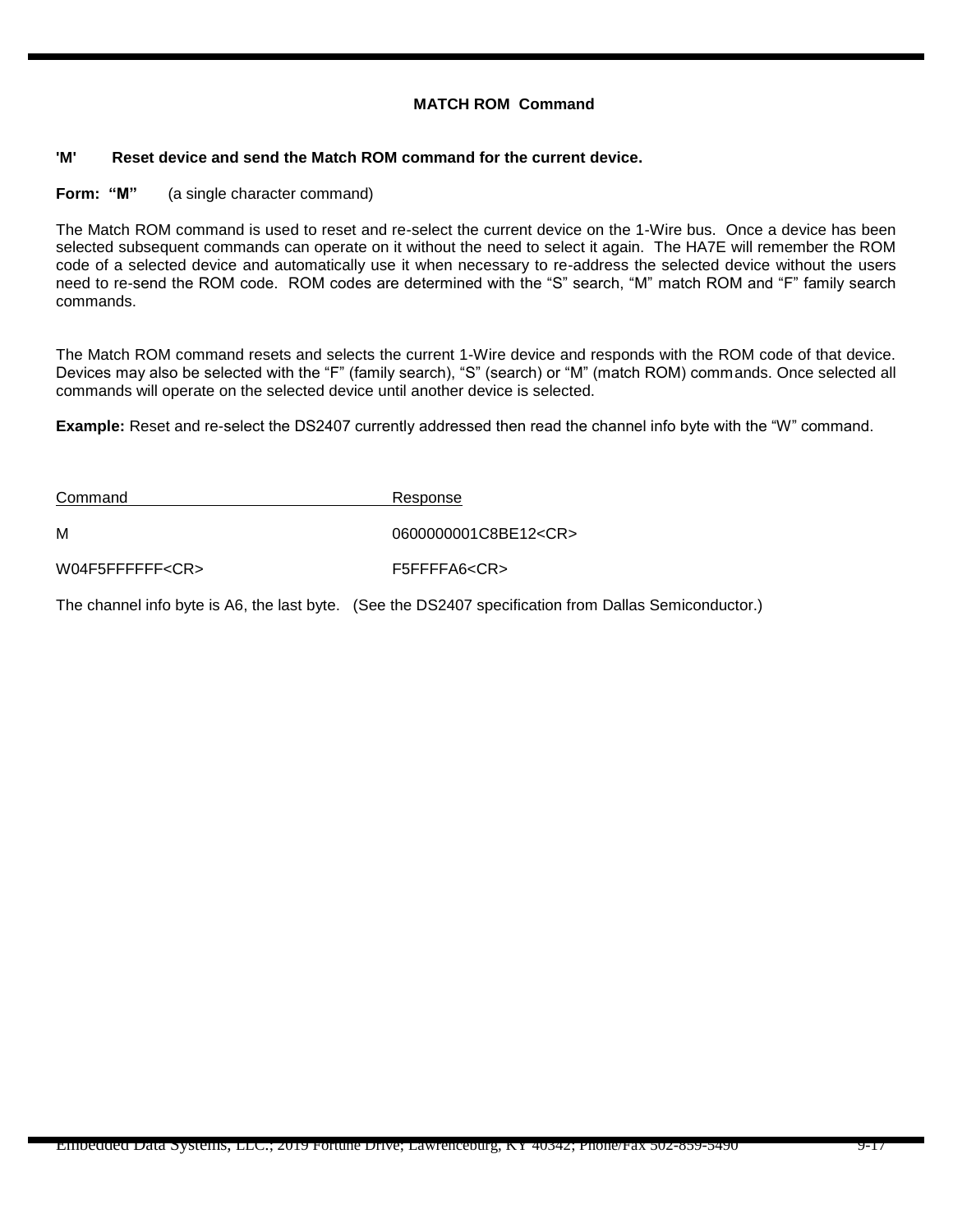## MATCH ROM Command

**'M' Reset device and send the Match ROM command for the current device.**

**Form: "M"** (a single character command)

The Match ROM command is used to reset and re-select the current device on the 1-Wire bus. Once a device has been selected subsequent commands can operate on it without the need to select it again. The HA7E will remember the ROM code of a selected device and automatically use it when necessary to re-address the selected device without the users need to re-send the ROM code. ROM codes are determined with the "S" search, "M" match ROM and "F" family search commands.

The Match ROM command resets and selects the current 1-Wire device and responds with the ROM code of that device. Devices may also be selected with the "F" (family search), "S" (search) or "M" (match ROM) commands. Once selected all commands will operate on the selected device until another device is selected.

**Example:** Reset and re-select the DS2407 currently addressed then read the channel info byte with the "W" command.

| Command | Response |
| --- | --- |
| M | 0600000001C8BE12<CR> |
| W04F5FFFFFF<CR> | F5FFFFA6<CR> |

The channel info byte is A6, the last byte. (See the DS2407 specification from Dallas Semiconductor.)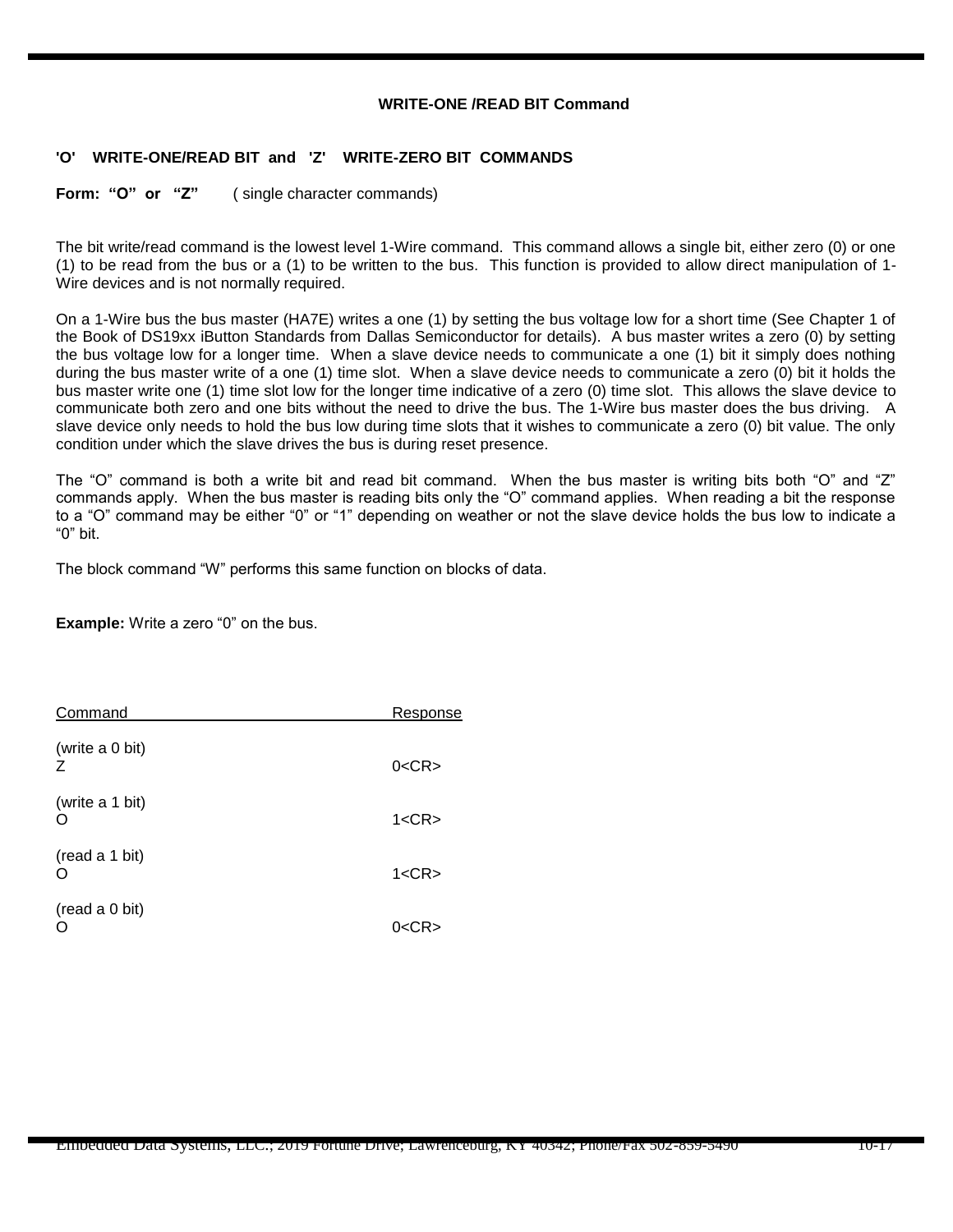### WRITE-ONE /READ BIT Command

**'O' WRITE-ONE/READ BIT and 'Z' WRITE-ZERO BIT COMMANDS**

**Form: "O" or "Z"** ( single character commands)

The bit write/read command is the lowest level 1-Wire command. This command allows a single bit, either zero (0) or one (1) to be read from the bus or a (1) to be written to the bus. This function is provided to allow direct manipulation of 1-Wire devices and is not normally required.

On a 1-Wire bus the bus master (HA7E) writes a one (1) by setting the bus voltage low for a short time (See Chapter 1 of the Book of DS19xx iButton Standards from Dallas Semiconductor for details). A bus master writes a zero (0) by setting the bus voltage low for a longer time. When a slave device needs to communicate a one (1) bit it simply does nothing during the bus master write of a one (1) time slot. When a slave device needs to communicate a zero (0) bit it holds the bus master write one (1) time slot low for the longer time indicative of a zero (0) time slot. This allows the slave device to communicate both zero and one bits without the need to drive the bus. The 1-Wire bus master does the bus driving. A slave device only needs to hold the bus low during time slots that it wishes to communicate a zero (0) bit value. The only condition under which the slave drives the bus is during reset presence.

The "O" command is both a write bit and read bit command. When the bus master is writing bits both "O" and "Z" commands apply. When the bus master is reading bits only the "O" command applies. When reading a bit the response to a "O" command may be either "0" or "1" depending on weather or not the slave device holds the bus low to indicate a "0" bit.

The block command "W" performs this same function on blocks of data.

**Example:** Write a zero "0" on the bus.

| Command | Response |
|---|---|
| (write a 0 bit)<br>Z | 0<CR> |
| (write a 1 bit)<br>O | 1<CR> |
| (read a 1 bit)<br>O | 1<CR> |
| (read a 0 bit)<br>O | 0<CR> |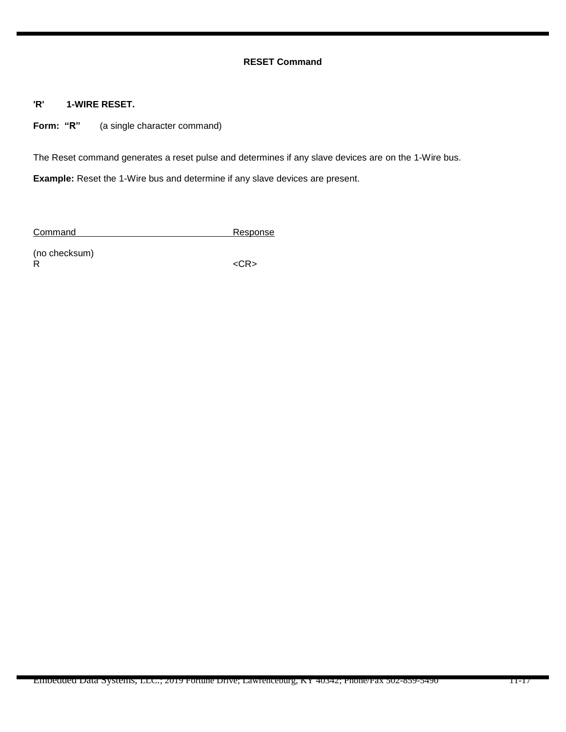## RESET Command

**'R'  1-WIRE RESET.**

**Form: "R"**  (a single character command)

The Reset command generates a reset pulse and determines if any slave devices are on the 1-Wire bus.

**Example:** Reset the 1-Wire bus and determine if any slave devices are present.

| Command | Response |
|---|---|
| (no checksum) | |
| R | <CR> |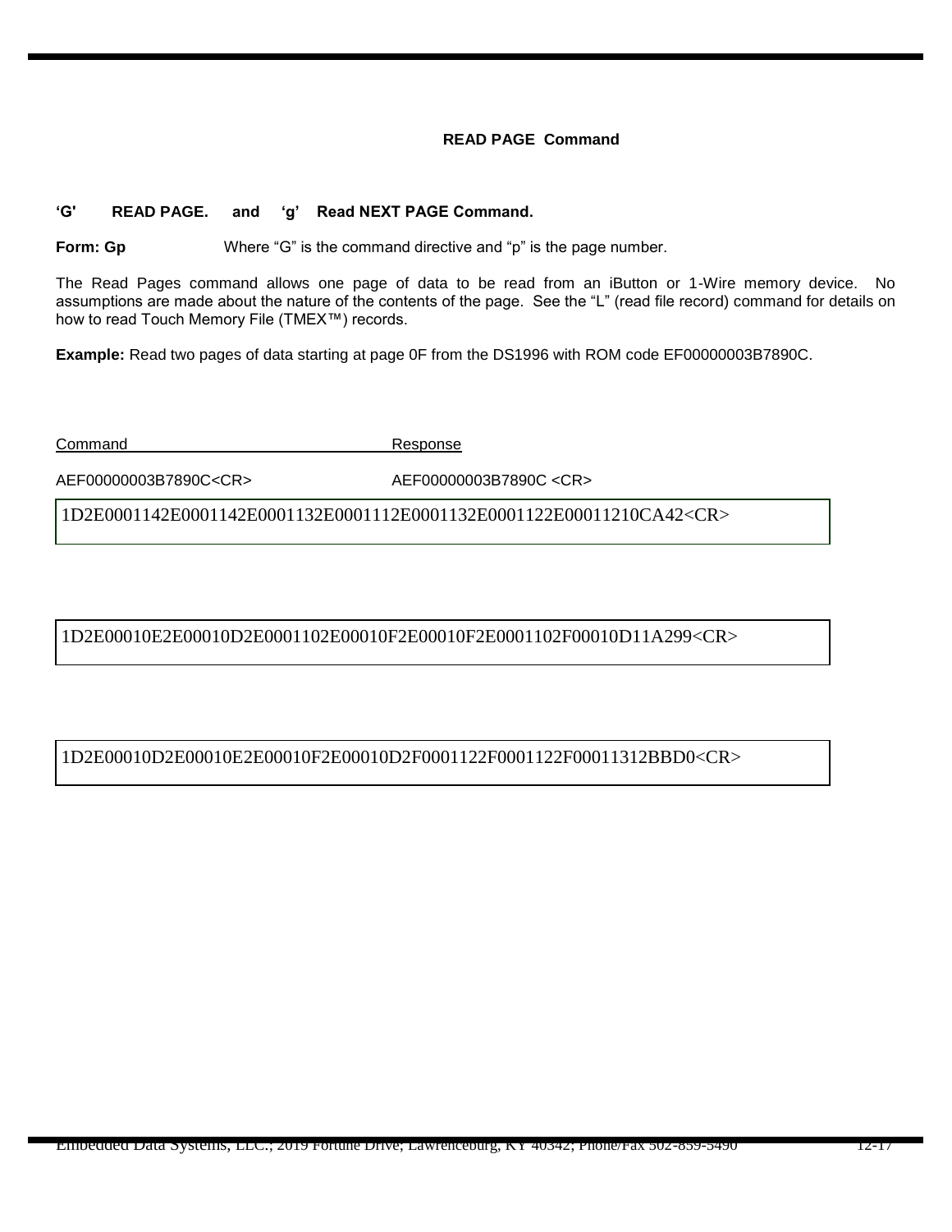### READ PAGE Command

**'G' READ PAGE. and 'g' Read NEXT PAGE Command.**

**Form: Gp** Where "G" is the command directive and "p" is the page number.

The Read Pages command allows one page of data to be read from an iButton or 1-Wire memory device. No assumptions are made about the nature of the contents of the page. See the "L" (read file record) command for details on how to read Touch Memory File (TMEX™) records.

**Example:** Read two pages of data starting at page 0F from the DS1996 with ROM code EF00000003B7890C.

| Command | Response |
| --- | --- |
| AEF00000003B7890C<CR> | AEF00000003B7890C <CR> |

```
1D2E0001142E0001142E0001132E0001112E0001132E0001122E00011210CA42<CR>
```

```
1D2E00010E2E00010D2E0001102E00010F2E00010F2E0001102F00010D11A299<CR>
```

```
1D2E00010D2E00010E2E00010F2E00010D2F0001122F0001122F00011312BBD0<CR>
```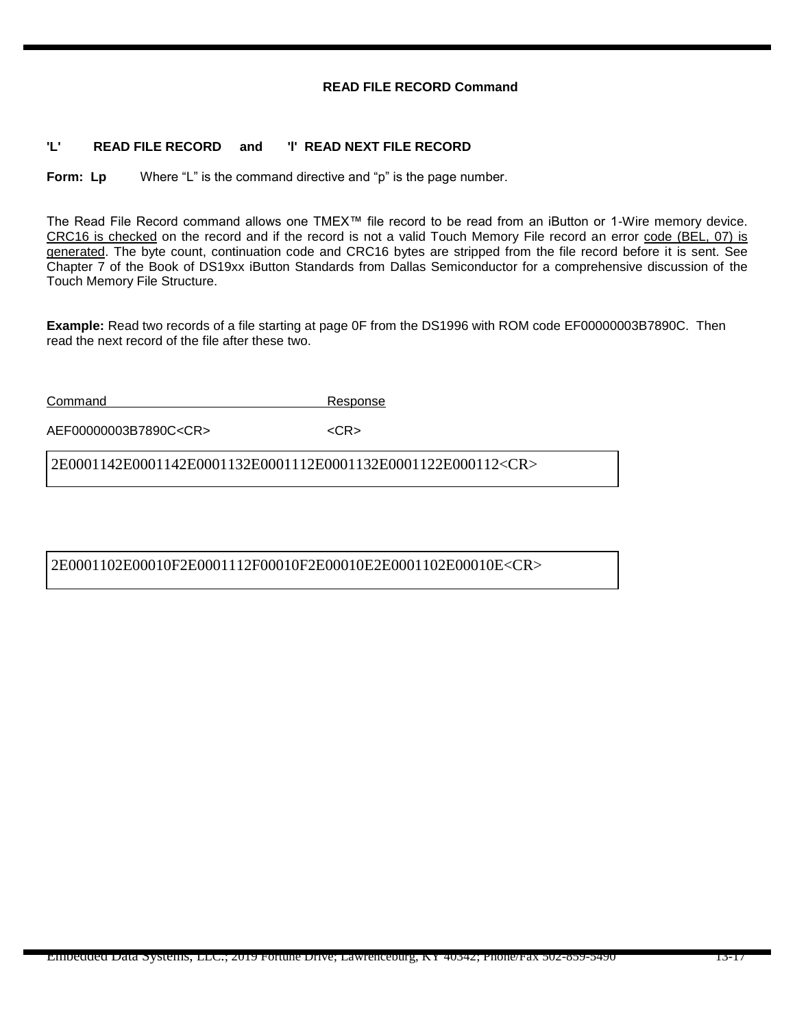## READ FILE RECORD Command

### 'L' READ FILE RECORD and 'l' READ NEXT FILE RECORD

**Form: Lp** Where "L" is the command directive and "p" is the page number.

The Read File Record command allows one TMEX™ file record to be read from an iButton or 1-Wire memory device. CRC16 is checked on the record and if the record is not a valid Touch Memory File record an error code (BEL, 07) is generated. The byte count, continuation code and CRC16 bytes are stripped from the file record before it is sent. See Chapter 7 of the Book of DS19xx iButton Standards from Dallas Semiconductor for a comprehensive discussion of the Touch Memory File Structure.

**Example:** Read two records of a file starting at page 0F from the DS1996 with ROM code EF00000003B7890C. Then read the next record of the file after these two.

| Command | Response |
| --- | --- |
| AEF00000003B7890C<CR> | <CR> |

```
2E0001142E0001142E0001132E0001112E0001132E0001122E000112<CR>
```

```
2E0001102E00010F2E0001112F00010F2E00010E2E0001102E00010E<CR>
```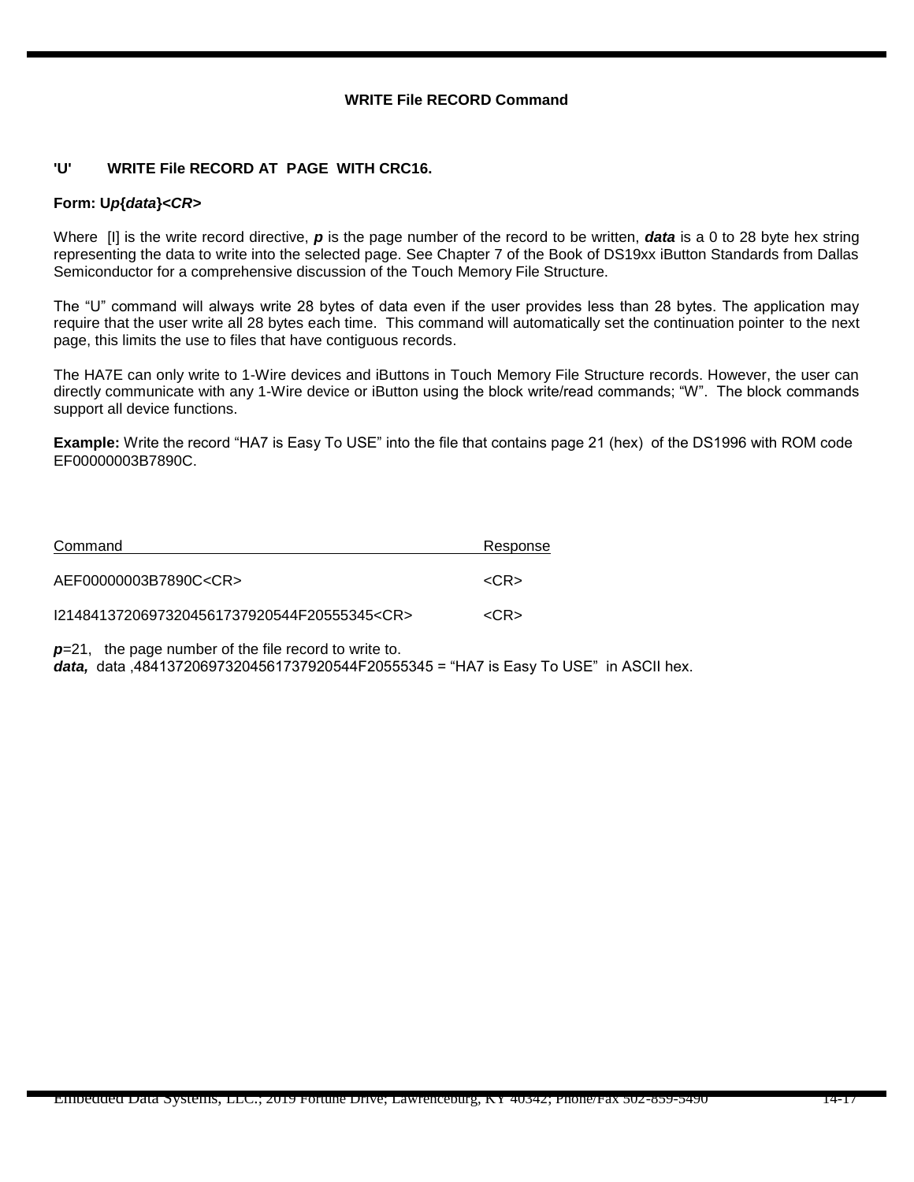### WRITE File RECORD Command

**'U' WRITE File RECORD AT PAGE WITH CRC16.**

**Form: U*p*{*data*}<CR>**

Where [I] is the write record directive, ***p*** is the page number of the record to be written, ***data*** is a 0 to 28 byte hex string representing the data to write into the selected page. See Chapter 7 of the Book of DS19xx iButton Standards from Dallas Semiconductor for a comprehensive discussion of the Touch Memory File Structure.

The "U" command will always write 28 bytes of data even if the user provides less than 28 bytes. The application may require that the user write all 28 bytes each time. This command will automatically set the continuation pointer to the next page, this limits the use to files that have contiguous records.

The HA7E can only write to 1-Wire devices and iButtons in Touch Memory File Structure records. However, the user can directly communicate with any 1-Wire device or iButton using the block write/read commands; "W". The block commands support all device functions.

**Example:** Write the record "HA7 is Easy To USE" into the file that contains page 21 (hex) of the DS1996 with ROM code EF00000003B7890C.

| Command | Response |
|---|---|
| AEF00000003B7890C<CR> | <CR> |
| I21484137206973204561737920544F20555345<CR> | <CR> |

***p***=21, the page number of the file record to write to.
***data,*** data ,484137206973204561737920544F20555345 = "HA7 is Easy To USE" in ASCII hex.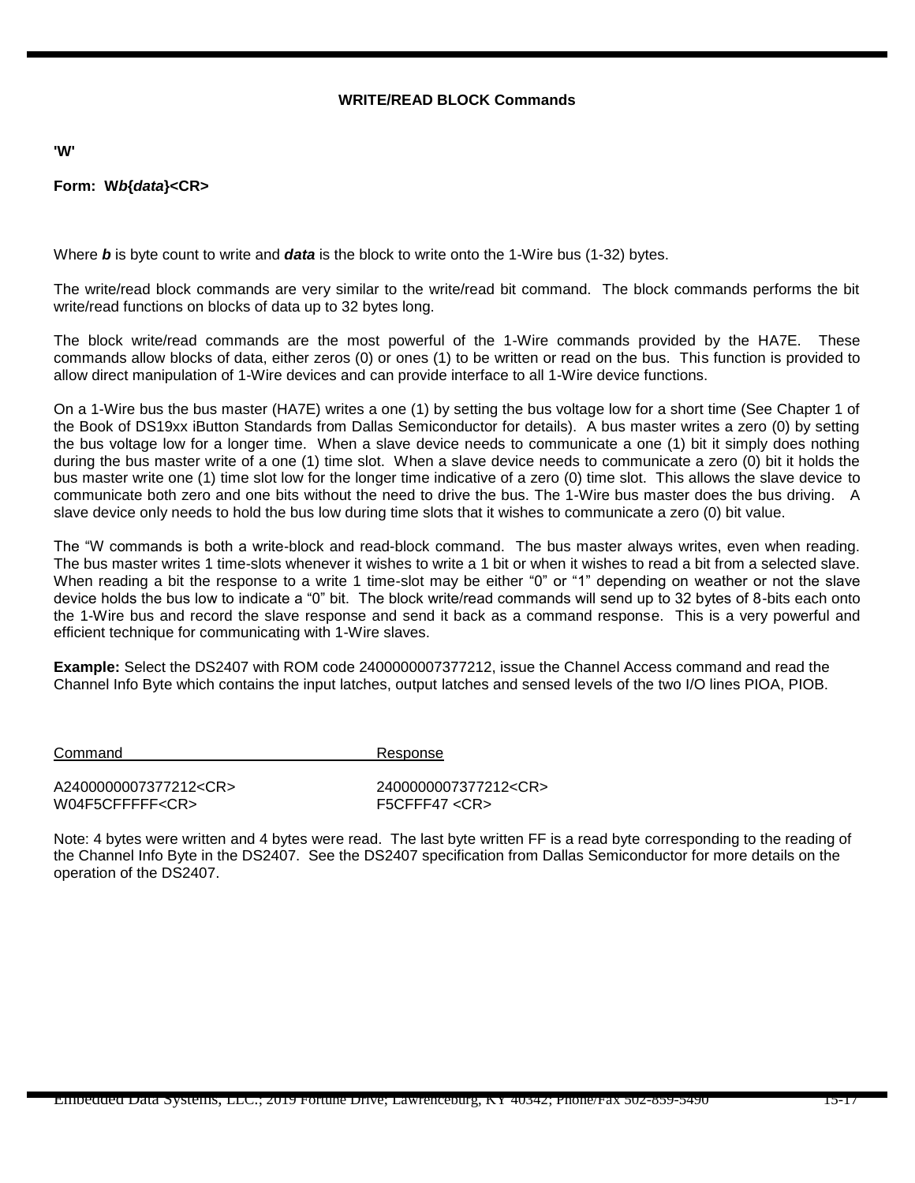## WRITE/READ BLOCK Commands

**'W'**

**Form: W*b*{*data*}<CR>**

Where ***b*** is byte count to write and ***data*** is the block to write onto the 1-Wire bus (1-32) bytes.

The write/read block commands are very similar to the write/read bit command. The block commands performs the bit write/read functions on blocks of data up to 32 bytes long.

The block write/read commands are the most powerful of the 1-Wire commands provided by the HA7E. These commands allow blocks of data, either zeros (0) or ones (1) to be written or read on the bus. This function is provided to allow direct manipulation of 1-Wire devices and can provide interface to all 1-Wire device functions.

On a 1-Wire bus the bus master (HA7E) writes a one (1) by setting the bus voltage low for a short time (See Chapter 1 of the Book of DS19xx iButton Standards from Dallas Semiconductor for details). A bus master writes a zero (0) by setting the bus voltage low for a longer time. When a slave device needs to communicate a one (1) bit it simply does nothing during the bus master write of a one (1) time slot. When a slave device needs to communicate a zero (0) bit it holds the bus master write one (1) time slot low for the longer time indicative of a zero (0) time slot. This allows the slave device to communicate both zero and one bits without the need to drive the bus. The 1-Wire bus master does the bus driving. A slave device only needs to hold the bus low during time slots that it wishes to communicate a zero (0) bit value.

The "W commands is both a write-block and read-block command. The bus master always writes, even when reading. The bus master writes 1 time-slots whenever it wishes to write a 1 bit or when it wishes to read a bit from a selected slave. When reading a bit the response to a write 1 time-slot may be either "0" or "1" depending on weather or not the slave device holds the bus low to indicate a "0" bit. The block write/read commands will send up to 32 bytes of 8-bits each onto the 1-Wire bus and record the slave response and send it back as a command response. This is a very powerful and efficient technique for communicating with 1-Wire slaves.

**Example:** Select the DS2407 with ROM code 2400000007377212, issue the Channel Access command and read the Channel Info Byte which contains the input latches, output latches and sensed levels of the two I/O lines PIOA, PIOB.

| Command | Response |
|---|---|
| A2400000007377212<CR> | 2400000007377212<CR> |
| W04F5CFFFFF<CR> | F5CFFF47 <CR> |

Note: 4 bytes were written and 4 bytes were read. The last byte written FF is a read byte corresponding to the reading of the Channel Info Byte in the DS2407. See the DS2407 specification from Dallas Semiconductor for more details on the operation of the DS2407.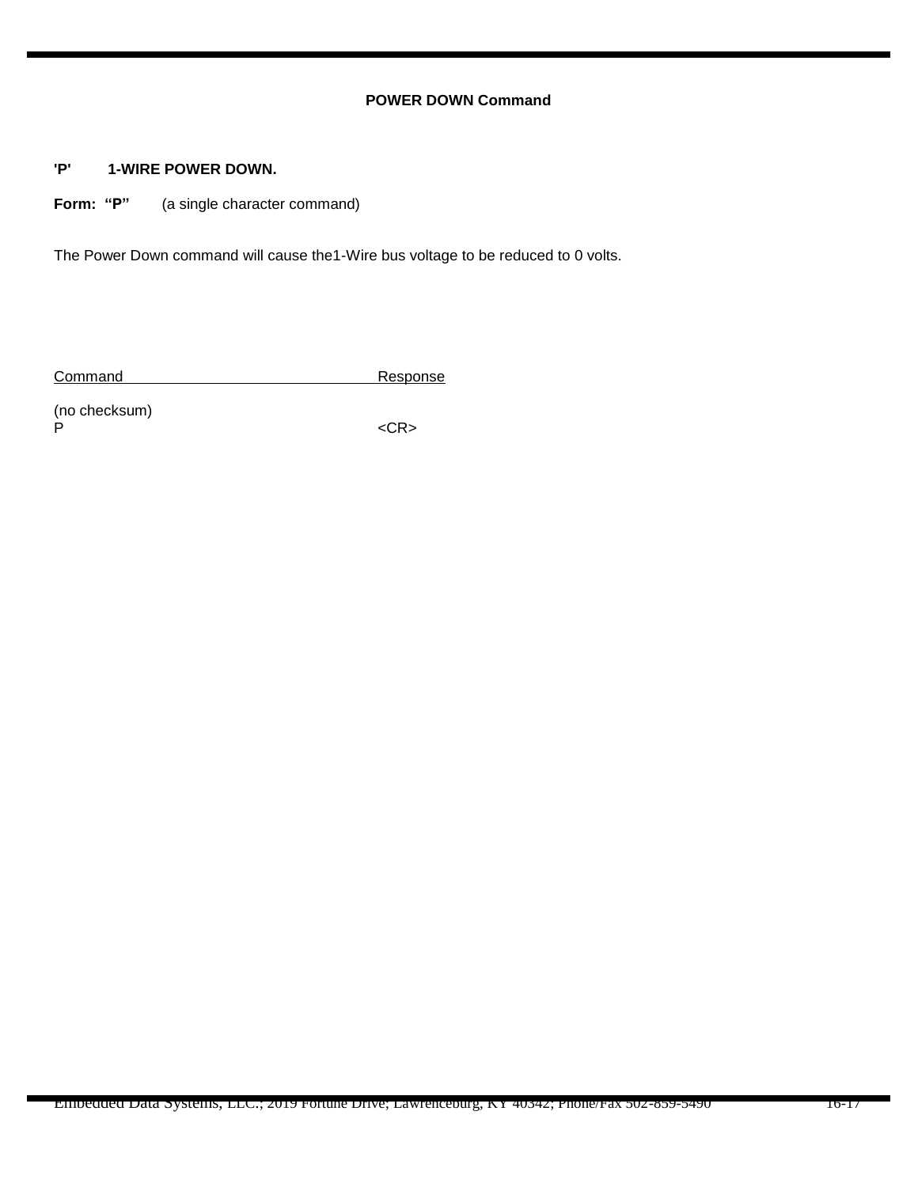## POWER DOWN Command

**'P'  1-WIRE POWER DOWN.**

**Form: "P"** (a single character command)

The Power Down command will cause the1-Wire bus voltage to be reduced to 0 volts.

| Command | Response |
|---|---|
| (no checksum) | |
| P | <CR> |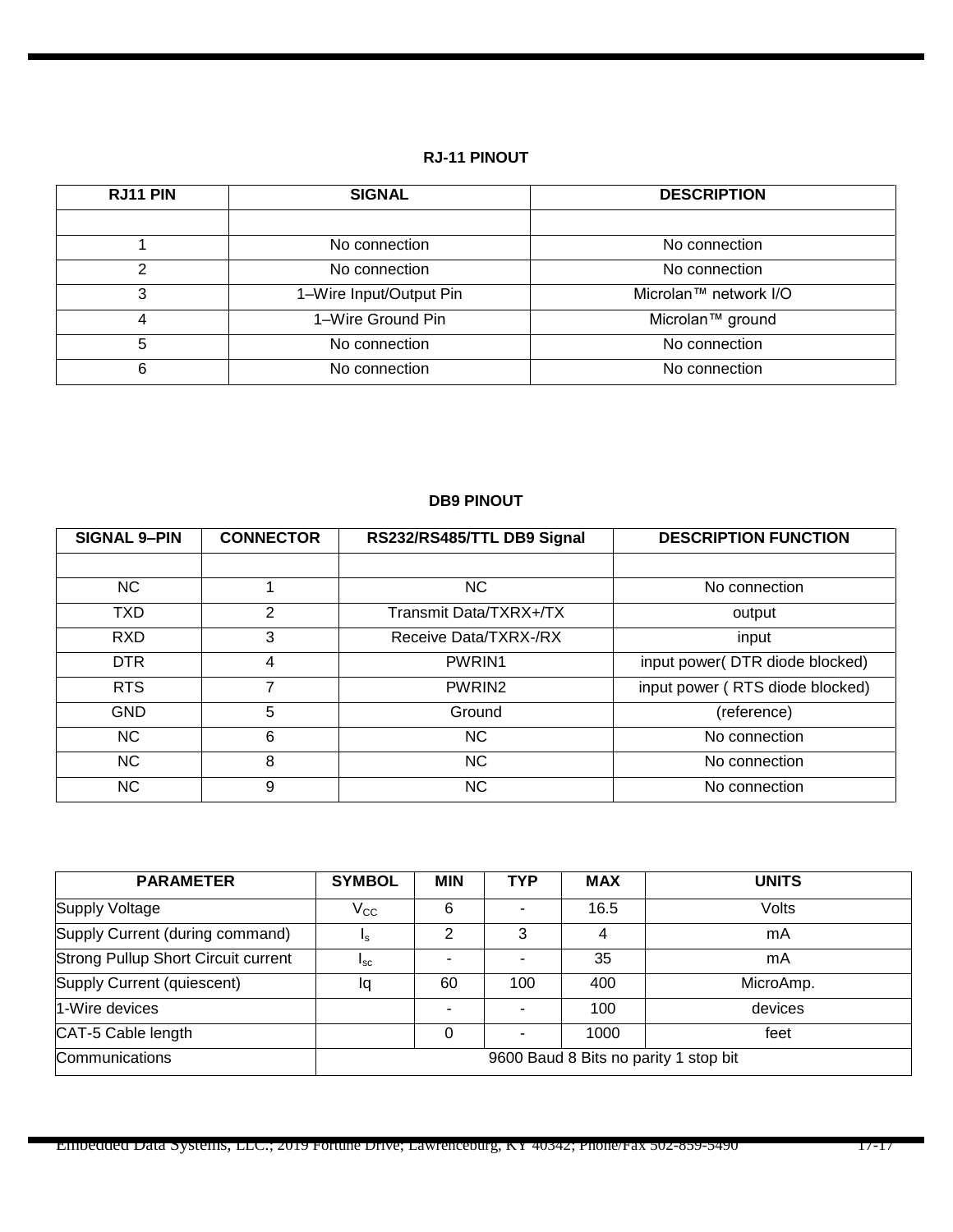**RJ-11 PINOUT**

| RJ11 PIN | SIGNAL | DESCRIPTION |
|---|---|---|
| | | |
| 1 | No connection | No connection |
| 2 | No connection | No connection |
| 3 | 1–Wire Input/Output Pin | Microlan™ network I/O |
| 4 | 1–Wire Ground Pin | Microlan™ ground |
| 5 | No connection | No connection |
| 6 | No connection | No connection |

**DB9 PINOUT**

| SIGNAL 9–PIN | CONNECTOR | RS232/RS485/TTL DB9 Signal | DESCRIPTION FUNCTION |
|---|---|---|---|
| | | | |
| NC | 1 | NC | No connection |
| TXD | 2 | Transmit Data/TXRX+/TX | output |
| RXD | 3 | Receive Data/TXRX-/RX | input |
| DTR | 4 | PWRIN1 | input power( DTR diode blocked) |
| RTS | 7 | PWRIN2 | input power ( RTS diode blocked) |
| GND | 5 | Ground | (reference) |
| NC | 6 | NC | No connection |
| NC | 8 | NC | No connection |
| NC | 9 | NC | No connection |

| PARAMETER | SYMBOL | MIN | TYP | MAX | UNITS |
|---|---|---|---|---|---|
| Supply Voltage | $V_{CC}$ | 6 | - | 16.5 | Volts |
| Supply Current (during command) | $I_s$ | 2 | 3 | 4 | mA |
| Strong Pullup Short Circuit current | $I_{sc}$ | - | - | 35 | mA |
| Supply Current (quiescent) | Iq | 60 | 100 | 400 | MicroAmp. |
| 1-Wire devices | | - | - | 100 | devices |
| CAT-5 Cable length | | 0 | - | 1000 | feet |
| Communications | 9600 Baud 8 Bits no parity 1 stop bit | | | | |